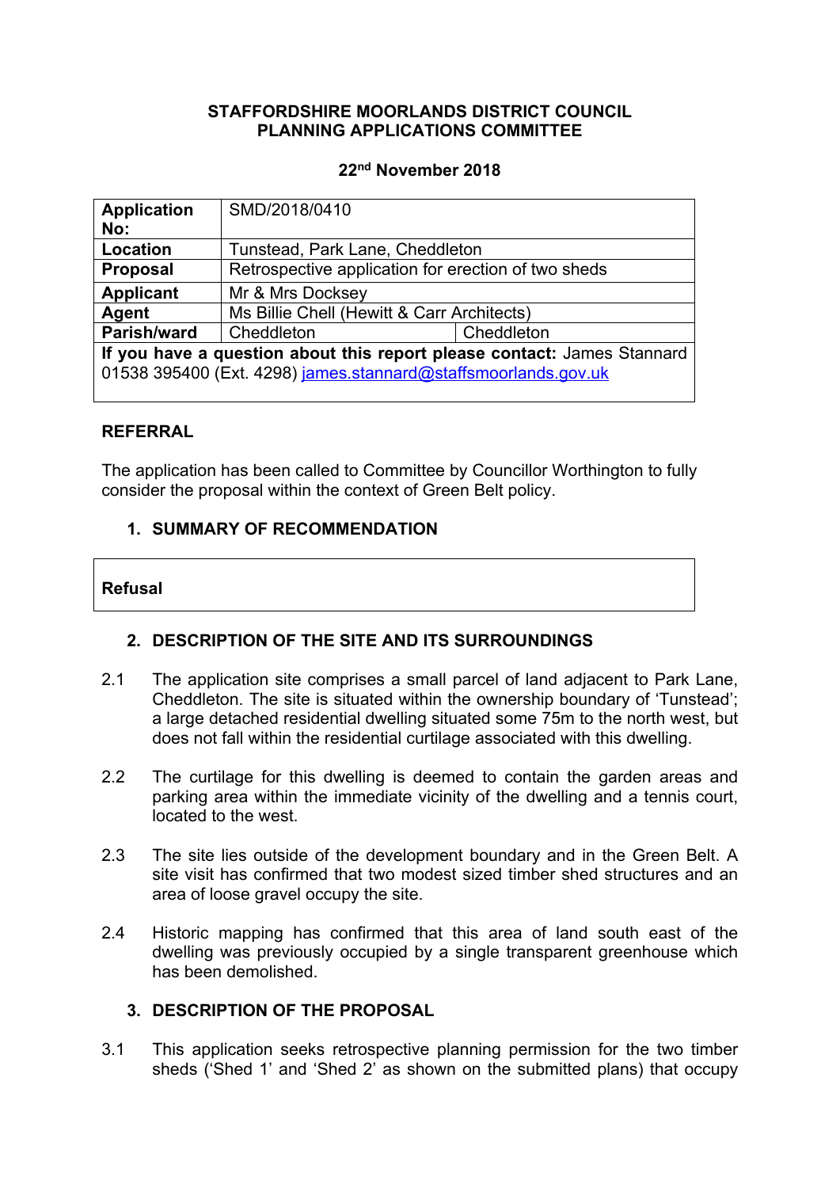**STAFFORDSHIRE MOORLANDS DISTRICT COUNCIL**
**PLANNING APPLICATIONS COMMITTEE**

**22nd November 2018**

| **Application No:** | SMD/2018/0410 | |
|---|---|---|
| **Location** | Tunstead, Park Lane, Cheddleton | |
| **Proposal** | Retrospective application for erection of two sheds | |
| **Applicant** | Mr & Mrs Docksey | |
| **Agent** | Ms Billie Chell (Hewitt & Carr Architects) | |
| **Parish/ward** | Cheddleton | Cheddleton |
| **If you have a question about this report please contact:** James Stannard 01538 395400 (Ext. 4298) james.stannard@staffsmoorlands.gov.uk | | |

## REFERRAL

The application has been called to Committee by Councillor Worthington to fully consider the proposal within the context of Green Belt policy.

## 1. SUMMARY OF RECOMMENDATION

**Refusal**

## 2. DESCRIPTION OF THE SITE AND ITS SURROUNDINGS

2.1 The application site comprises a small parcel of land adjacent to Park Lane, Cheddleton. The site is situated within the ownership boundary of 'Tunstead'; a large detached residential dwelling situated some 75m to the north west, but does not fall within the residential curtilage associated with this dwelling.

2.2 The curtilage for this dwelling is deemed to contain the garden areas and parking area within the immediate vicinity of the dwelling and a tennis court, located to the west.

2.3 The site lies outside of the development boundary and in the Green Belt. A site visit has confirmed that two modest sized timber shed structures and an area of loose gravel occupy the site.

2.4 Historic mapping has confirmed that this area of land south east of the dwelling was previously occupied by a single transparent greenhouse which has been demolished.

## 3. DESCRIPTION OF THE PROPOSAL

3.1 This application seeks retrospective planning permission for the two timber sheds ('Shed 1' and 'Shed 2' as shown on the submitted plans) that occupy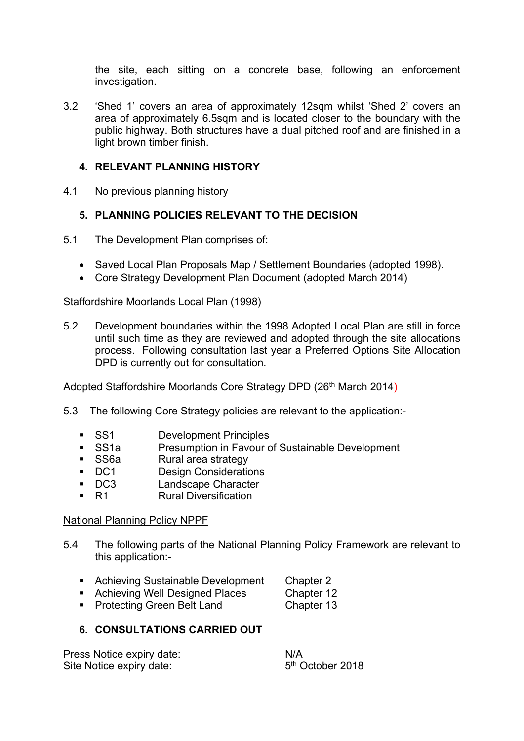the site, each sitting on a concrete base, following an enforcement investigation.

3.2 'Shed 1' covers an area of approximately 12sqm whilst 'Shed 2' covers an area of approximately 6.5sqm and is located closer to the boundary with the public highway. Both structures have a dual pitched roof and are finished in a light brown timber finish.

## 4. RELEVANT PLANNING HISTORY

4.1 No previous planning history

## 5. PLANNING POLICIES RELEVANT TO THE DECISION

5.1 The Development Plan comprises of:

- Saved Local Plan Proposals Map / Settlement Boundaries (adopted 1998).
- Core Strategy Development Plan Document (adopted March 2014)

Staffordshire Moorlands Local Plan (1998)

5.2 Development boundaries within the 1998 Adopted Local Plan are still in force until such time as they are reviewed and adopted through the site allocations process. Following consultation last year a Preferred Options Site Allocation DPD is currently out for consultation.

Adopted Staffordshire Moorlands Core Strategy DPD (26th March 2014)

5.3 The following Core Strategy policies are relevant to the application:-

- SS1 Development Principles
- SS1a Presumption in Favour of Sustainable Development
- SS6a Rural area strategy
- DC1 Design Considerations
- DC3 Landscape Character
- R1 Rural Diversification

National Planning Policy NPPF

5.4 The following parts of the National Planning Policy Framework are relevant to this application:-

- Achieving Sustainable Development Chapter 2
- Achieving Well Designed Places Chapter 12
- Protecting Green Belt Land Chapter 13

## 6. CONSULTATIONS CARRIED OUT

Press Notice expiry date: N/A
Site Notice expiry date: 5th October 2018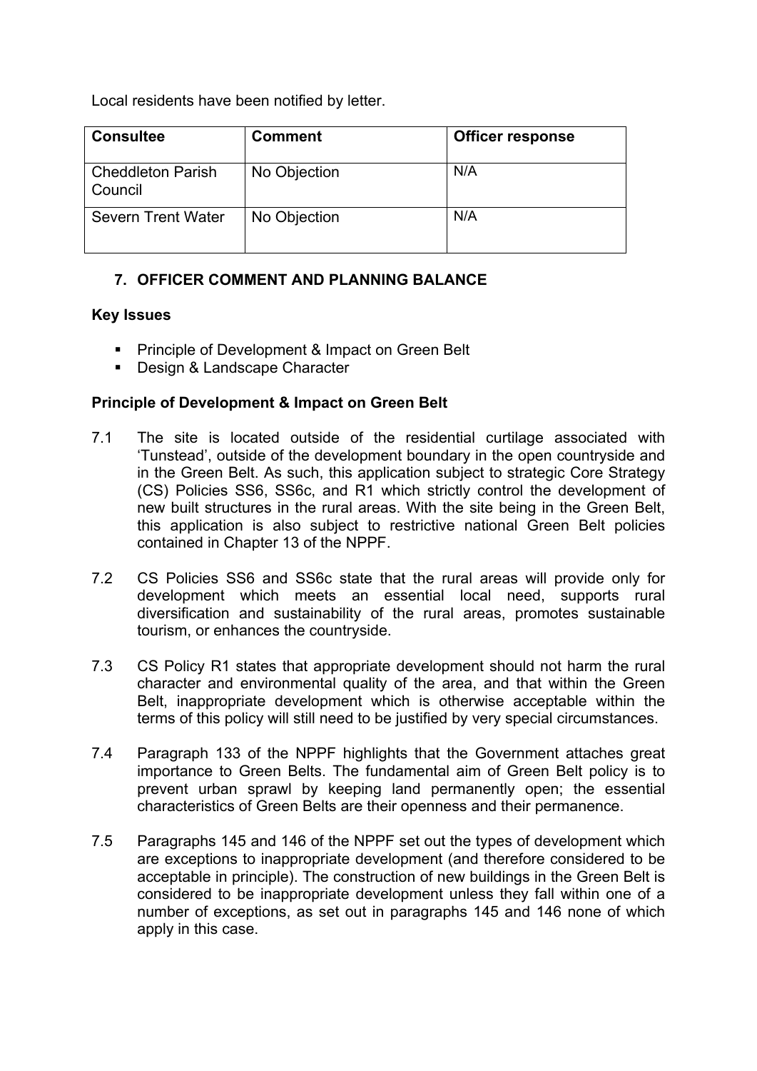Local residents have been notified by letter.

| Consultee | Comment | Officer response |
| --- | --- | --- |
| Cheddleton Parish Council | No Objection | N/A |
| Severn Trent Water | No Objection | N/A |

## 7. OFFICER COMMENT AND PLANNING BALANCE

**Key Issues**

- Principle of Development & Impact on Green Belt
- Design & Landscape Character

**Principle of Development & Impact on Green Belt**

7.1 The site is located outside of the residential curtilage associated with 'Tunstead', outside of the development boundary in the open countryside and in the Green Belt. As such, this application subject to strategic Core Strategy (CS) Policies SS6, SS6c, and R1 which strictly control the development of new built structures in the rural areas. With the site being in the Green Belt, this application is also subject to restrictive national Green Belt policies contained in Chapter 13 of the NPPF.

7.2 CS Policies SS6 and SS6c state that the rural areas will provide only for development which meets an essential local need, supports rural diversification and sustainability of the rural areas, promotes sustainable tourism, or enhances the countryside.

7.3 CS Policy R1 states that appropriate development should not harm the rural character and environmental quality of the area, and that within the Green Belt, inappropriate development which is otherwise acceptable within the terms of this policy will still need to be justified by very special circumstances.

7.4 Paragraph 133 of the NPPF highlights that the Government attaches great importance to Green Belts. The fundamental aim of Green Belt policy is to prevent urban sprawl by keeping land permanently open; the essential characteristics of Green Belts are their openness and their permanence.

7.5 Paragraphs 145 and 146 of the NPPF set out the types of development which are exceptions to inappropriate development (and therefore considered to be acceptable in principle). The construction of new buildings in the Green Belt is considered to be inappropriate development unless they fall within one of a number of exceptions, as set out in paragraphs 145 and 146 none of which apply in this case.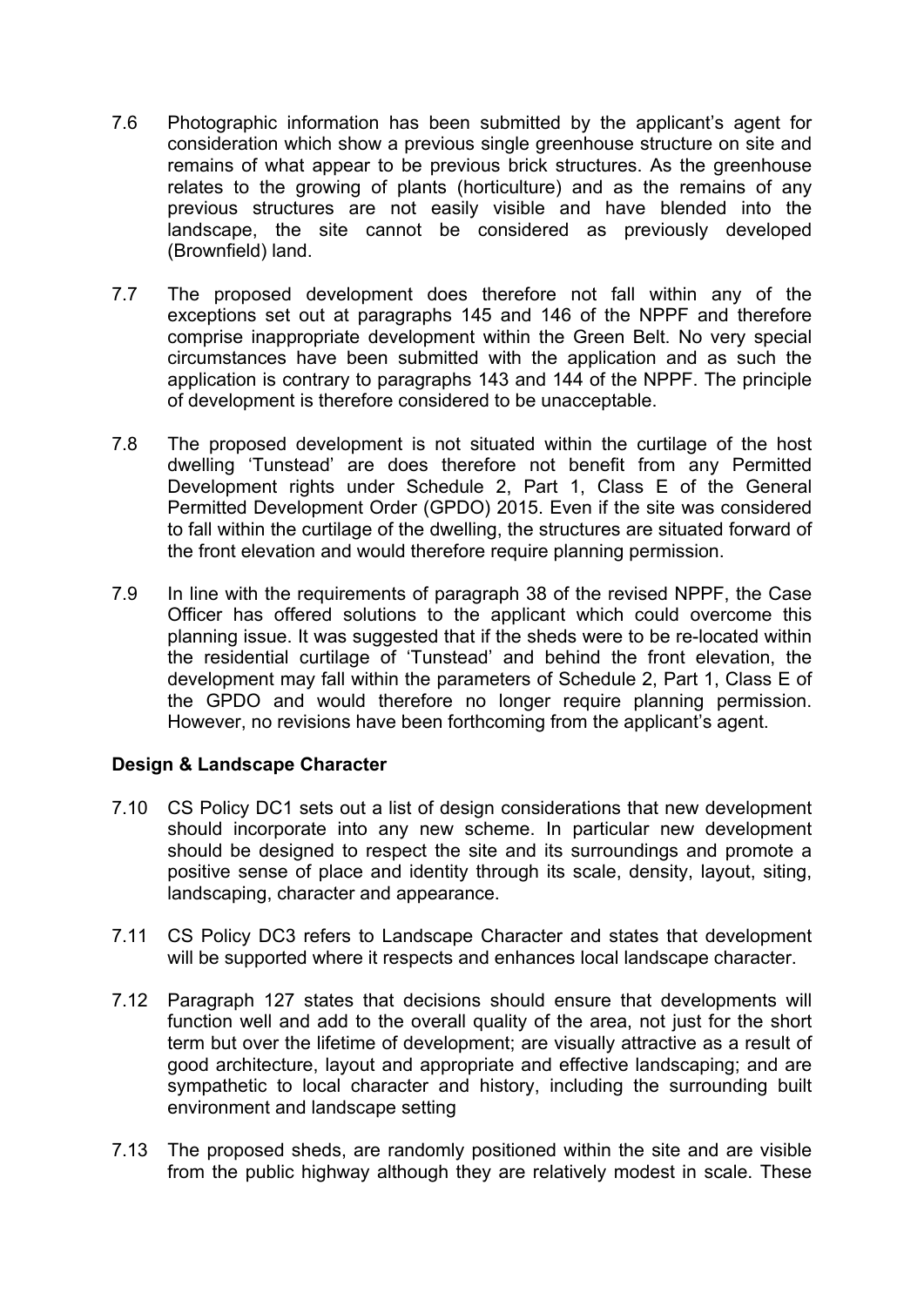7.6 Photographic information has been submitted by the applicant's agent for consideration which show a previous single greenhouse structure on site and remains of what appear to be previous brick structures. As the greenhouse relates to the growing of plants (horticulture) and as the remains of any previous structures are not easily visible and have blended into the landscape, the site cannot be considered as previously developed (Brownfield) land.

7.7 The proposed development does therefore not fall within any of the exceptions set out at paragraphs 145 and 146 of the NPPF and therefore comprise inappropriate development within the Green Belt. No very special circumstances have been submitted with the application and as such the application is contrary to paragraphs 143 and 144 of the NPPF. The principle of development is therefore considered to be unacceptable.

7.8 The proposed development is not situated within the curtilage of the host dwelling 'Tunstead' are does therefore not benefit from any Permitted Development rights under Schedule 2, Part 1, Class E of the General Permitted Development Order (GPDO) 2015. Even if the site was considered to fall within the curtilage of the dwelling, the structures are situated forward of the front elevation and would therefore require planning permission.

7.9 In line with the requirements of paragraph 38 of the revised NPPF, the Case Officer has offered solutions to the applicant which could overcome this planning issue. It was suggested that if the sheds were to be re-located within the residential curtilage of 'Tunstead' and behind the front elevation, the development may fall within the parameters of Schedule 2, Part 1, Class E of the GPDO and would therefore no longer require planning permission. However, no revisions have been forthcoming from the applicant's agent.

**Design & Landscape Character**

7.10 CS Policy DC1 sets out a list of design considerations that new development should incorporate into any new scheme. In particular new development should be designed to respect the site and its surroundings and promote a positive sense of place and identity through its scale, density, layout, siting, landscaping, character and appearance.

7.11 CS Policy DC3 refers to Landscape Character and states that development will be supported where it respects and enhances local landscape character.

7.12 Paragraph 127 states that decisions should ensure that developments will function well and add to the overall quality of the area, not just for the short term but over the lifetime of development; are visually attractive as a result of good architecture, layout and appropriate and effective landscaping; and are sympathetic to local character and history, including the surrounding built environment and landscape setting

7.13 The proposed sheds, are randomly positioned within the site and are visible from the public highway although they are relatively modest in scale. These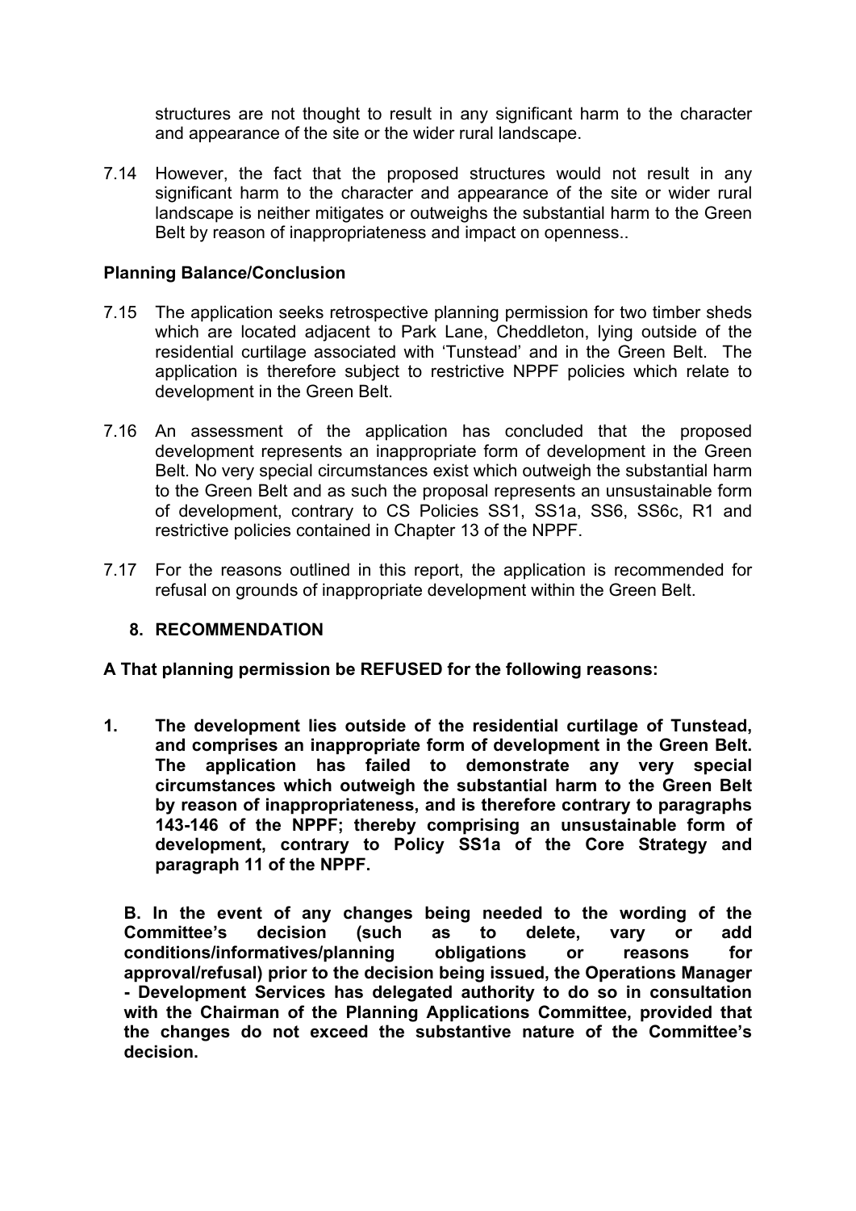structures are not thought to result in any significant harm to the character and appearance of the site or the wider rural landscape.

7.14 However, the fact that the proposed structures would not result in any significant harm to the character and appearance of the site or wider rural landscape is neither mitigates or outweighs the substantial harm to the Green Belt by reason of inappropriateness and impact on openness..

**Planning Balance/Conclusion**

7.15 The application seeks retrospective planning permission for two timber sheds which are located adjacent to Park Lane, Cheddleton, lying outside of the residential curtilage associated with 'Tunstead' and in the Green Belt. The application is therefore subject to restrictive NPPF policies which relate to development in the Green Belt.

7.16 An assessment of the application has concluded that the proposed development represents an inappropriate form of development in the Green Belt. No very special circumstances exist which outweigh the substantial harm to the Green Belt and as such the proposal represents an unsustainable form of development, contrary to CS Policies SS1, SS1a, SS6, SS6c, R1 and restrictive policies contained in Chapter 13 of the NPPF.

7.17 For the reasons outlined in this report, the application is recommended for refusal on grounds of inappropriate development within the Green Belt.

## 8. RECOMMENDATION

**A That planning permission be REFUSED for the following reasons:**

**1. The development lies outside of the residential curtilage of Tunstead, and comprises an inappropriate form of development in the Green Belt. The application has failed to demonstrate any very special circumstances which outweigh the substantial harm to the Green Belt by reason of inappropriateness, and is therefore contrary to paragraphs 143-146 of the NPPF; thereby comprising an unsustainable form of development, contrary to Policy SS1a of the Core Strategy and paragraph 11 of the NPPF.**

**B. In the event of any changes being needed to the wording of the Committee's decision (such as to delete, vary or add conditions/informatives/planning obligations or reasons for approval/refusal) prior to the decision being issued, the Operations Manager - Development Services has delegated authority to do so in consultation with the Chairman of the Planning Applications Committee, provided that the changes do not exceed the substantive nature of the Committee's decision.**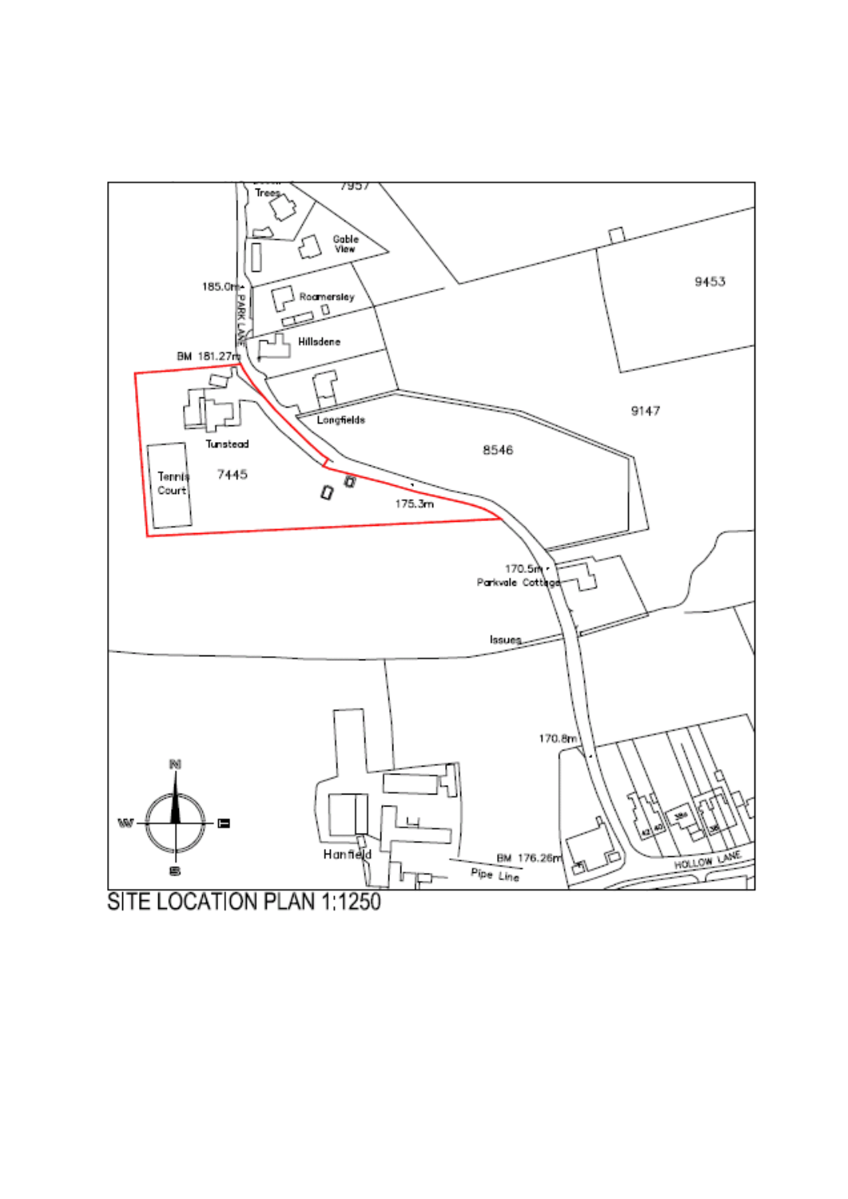7957

Trees

Gable View

9453

185.0m

PARK LANE

Roamersley

Hillsdene

BM 181.27m

9147

Longfields

Tunstead

8546

Tennis Court

7445

175.3m

170.5m

Parkvale Cottage

Issues

170.8m

N

W

E

S

Hanfield

BM 176.26m

Pipe Line

HOLLOW LANE

SITE LOCATION PLAN 1:1250